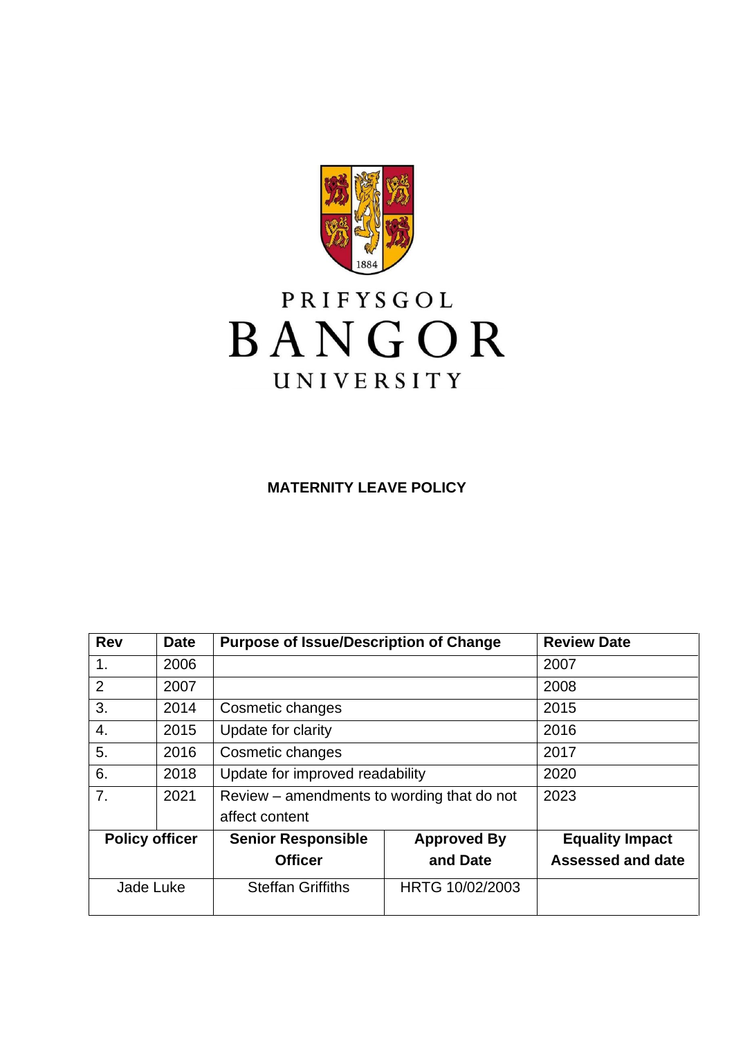PRIFYSGOL
BANGOR
UNIVERSITY

# MATERNITY LEAVE POLICY

| Rev | Date | Purpose of Issue/Description of Change | | Review Date |
|---|---|---|---|---|
| 1. | 2006 | | | 2007 |
| 2 | 2007 | | | 2008 |
| 3. | 2014 | Cosmetic changes | | 2015 |
| 4. | 2015 | Update for clarity | | 2016 |
| 5. | 2016 | Cosmetic changes | | 2017 |
| 6. | 2018 | Update for improved readability | | 2020 |
| 7. | 2021 | Review – amendments to wording that do not affect content | | 2023 |
| **Policy officer** | | **Senior Responsible Officer** | **Approved By and Date** | **Equality Impact Assessed and date** |
| Jade Luke | | Steffan Griffiths | HRTG 10/02/2003 | |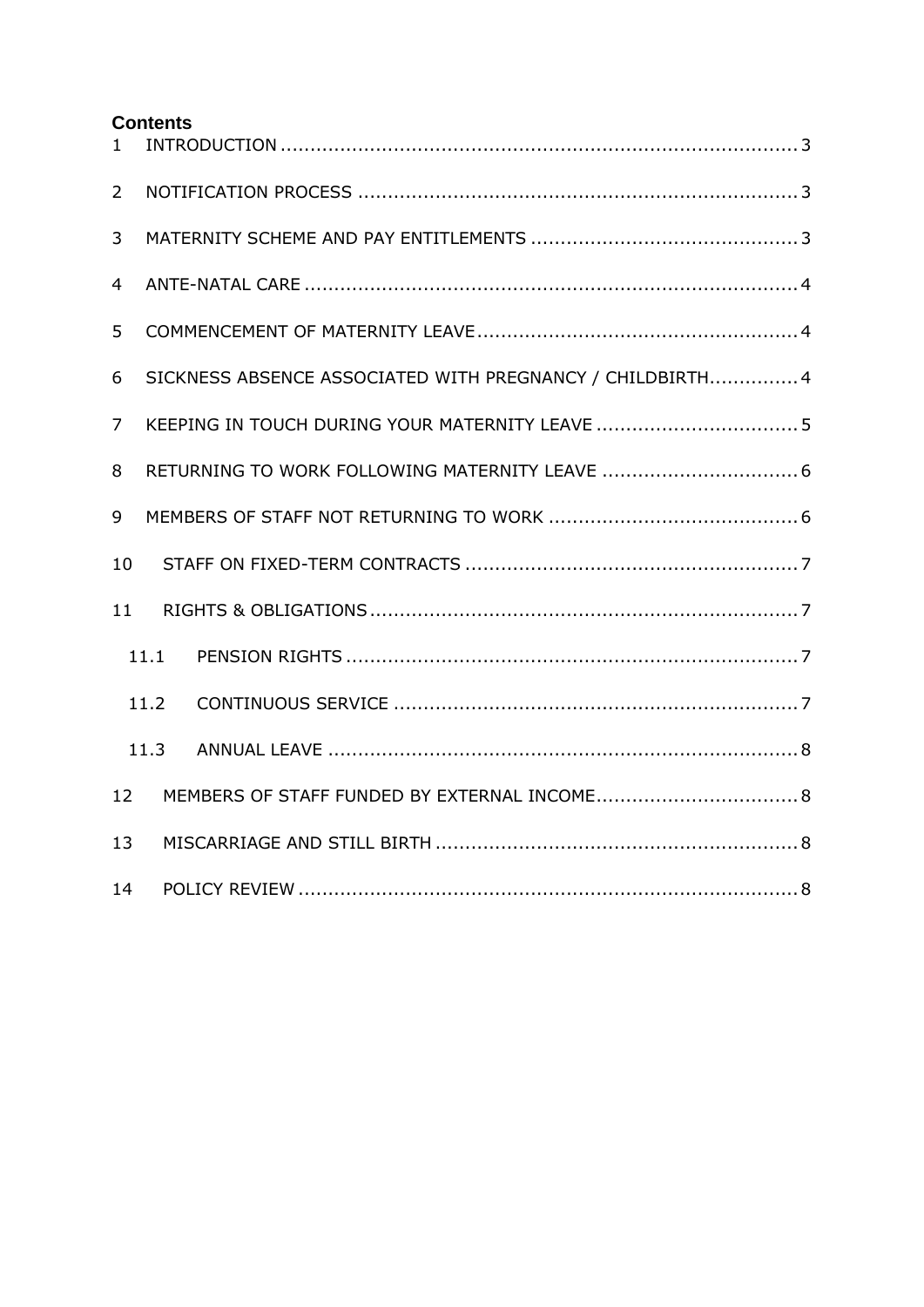**Contents**

1 INTRODUCTION ........................................................................................ 3

2 NOTIFICATION PROCESS ............................................................................ 3

3 MATERNITY SCHEME AND PAY ENTITLEMENTS ............................................. 3

4 ANTE-NATAL CARE ..................................................................................... 4

5 COMMENCEMENT OF MATERNITY LEAVE ...................................................... 4

6 SICKNESS ABSENCE ASSOCIATED WITH PREGNANCY / CHILDBIRTH............... 4

7 KEEPING IN TOUCH DURING YOUR MATERNITY LEAVE .................................. 5

8 RETURNING TO WORK FOLLOWING MATERNITY LEAVE ................................. 6

9 MEMBERS OF STAFF NOT RETURNING TO WORK .......................................... 6

10 STAFF ON FIXED-TERM CONTRACTS ......................................................... 7

11 RIGHTS & OBLIGATIONS ......................................................................... 7

11.1 PENSION RIGHTS ............................................................................ 7

11.2 CONTINUOUS SERVICE .................................................................... 7

11.3 ANNUAL LEAVE ............................................................................... 8

12 MEMBERS OF STAFF FUNDED BY EXTERNAL INCOME .................................. 8

13 MISCARRIAGE AND STILL BIRTH ............................................................. 8

14 POLICY REVIEW ..................................................................................... 8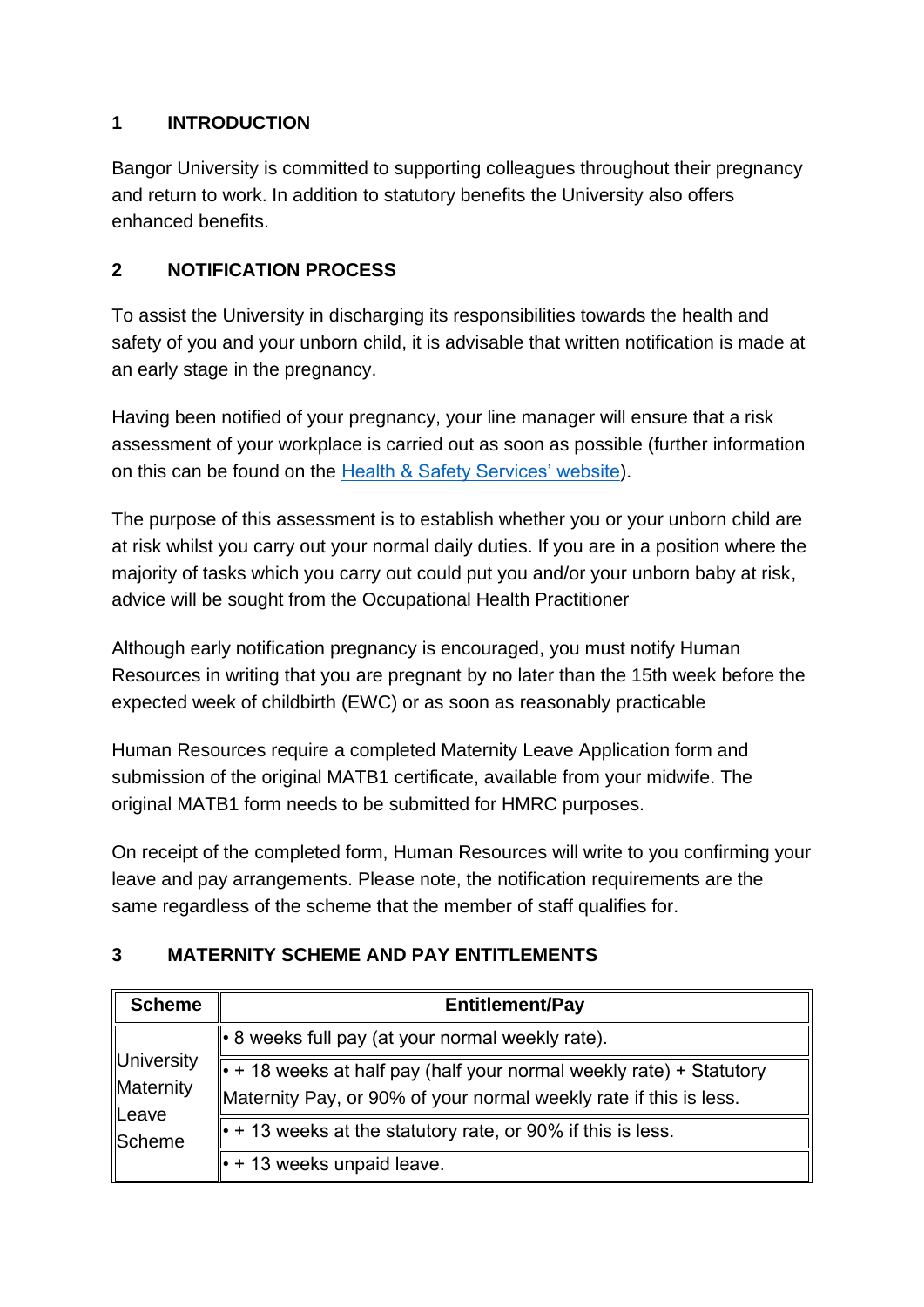## 1 INTRODUCTION

Bangor University is committed to supporting colleagues throughout their pregnancy and return to work. In addition to statutory benefits the University also offers enhanced benefits.

## 2 NOTIFICATION PROCESS

To assist the University in discharging its responsibilities towards the health and safety of you and your unborn child, it is advisable that written notification is made at an early stage in the pregnancy.

Having been notified of your pregnancy, your line manager will ensure that a risk assessment of your workplace is carried out as soon as possible (further information on this can be found on the [Health & Safety Services' website](#)).

The purpose of this assessment is to establish whether you or your unborn child are at risk whilst you carry out your normal daily duties. If you are in a position where the majority of tasks which you carry out could put you and/or your unborn baby at risk, advice will be sought from the Occupational Health Practitioner

Although early notification pregnancy is encouraged, you must notify Human Resources in writing that you are pregnant by no later than the 15th week before the expected week of childbirth (EWC) or as soon as reasonably practicable

Human Resources require a completed Maternity Leave Application form and submission of the original MATB1 certificate, available from your midwife. The original MATB1 form needs to be submitted for HMRC purposes.

On receipt of the completed form, Human Resources will write to you confirming your leave and pay arrangements. Please note, the notification requirements are the same regardless of the scheme that the member of staff qualifies for.

## 3 MATERNITY SCHEME AND PAY ENTITLEMENTS

| Scheme | Entitlement/Pay |
|---|---|
| University Maternity Leave Scheme | • 8 weeks full pay (at your normal weekly rate). |
| | • + 18 weeks at half pay (half your normal weekly rate) + Statutory Maternity Pay, or 90% of your normal weekly rate if this is less. |
| | • + 13 weeks at the statutory rate, or 90% if this is less. |
| | • + 13 weeks unpaid leave. |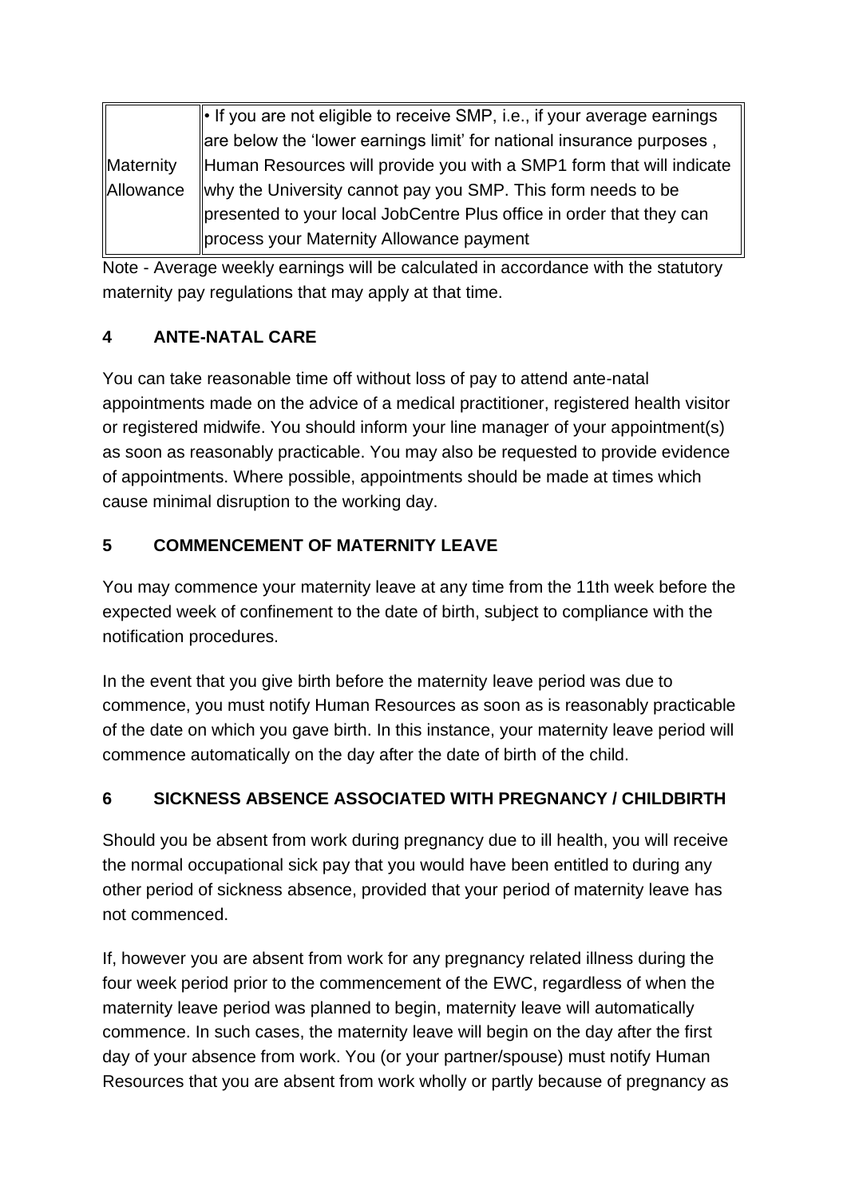| | |
|---|---|
| Maternity Allowance | • If you are not eligible to receive SMP, i.e., if your average earnings are below the 'lower earnings limit' for national insurance purposes , Human Resources will provide you with a SMP1 form that will indicate why the University cannot pay you SMP. This form needs to be presented to your local JobCentre Plus office in order that they can process your Maternity Allowance payment |

Note - Average weekly earnings will be calculated in accordance with the statutory maternity pay regulations that may apply at that time.

## 4 ANTE-NATAL CARE

You can take reasonable time off without loss of pay to attend ante-natal appointments made on the advice of a medical practitioner, registered health visitor or registered midwife. You should inform your line manager of your appointment(s) as soon as reasonably practicable. You may also be requested to provide evidence of appointments. Where possible, appointments should be made at times which cause minimal disruption to the working day.

## 5 COMMENCEMENT OF MATERNITY LEAVE

You may commence your maternity leave at any time from the 11th week before the expected week of confinement to the date of birth, subject to compliance with the notification procedures.

In the event that you give birth before the maternity leave period was due to commence, you must notify Human Resources as soon as is reasonably practicable of the date on which you gave birth. In this instance, your maternity leave period will commence automatically on the day after the date of birth of the child.

## 6 SICKNESS ABSENCE ASSOCIATED WITH PREGNANCY / CHILDBIRTH

Should you be absent from work during pregnancy due to ill health, you will receive the normal occupational sick pay that you would have been entitled to during any other period of sickness absence, provided that your period of maternity leave has not commenced.

If, however you are absent from work for any pregnancy related illness during the four week period prior to the commencement of the EWC, regardless of when the maternity leave period was planned to begin, maternity leave will automatically commence. In such cases, the maternity leave will begin on the day after the first day of your absence from work. You (or your partner/spouse) must notify Human Resources that you are absent from work wholly or partly because of pregnancy as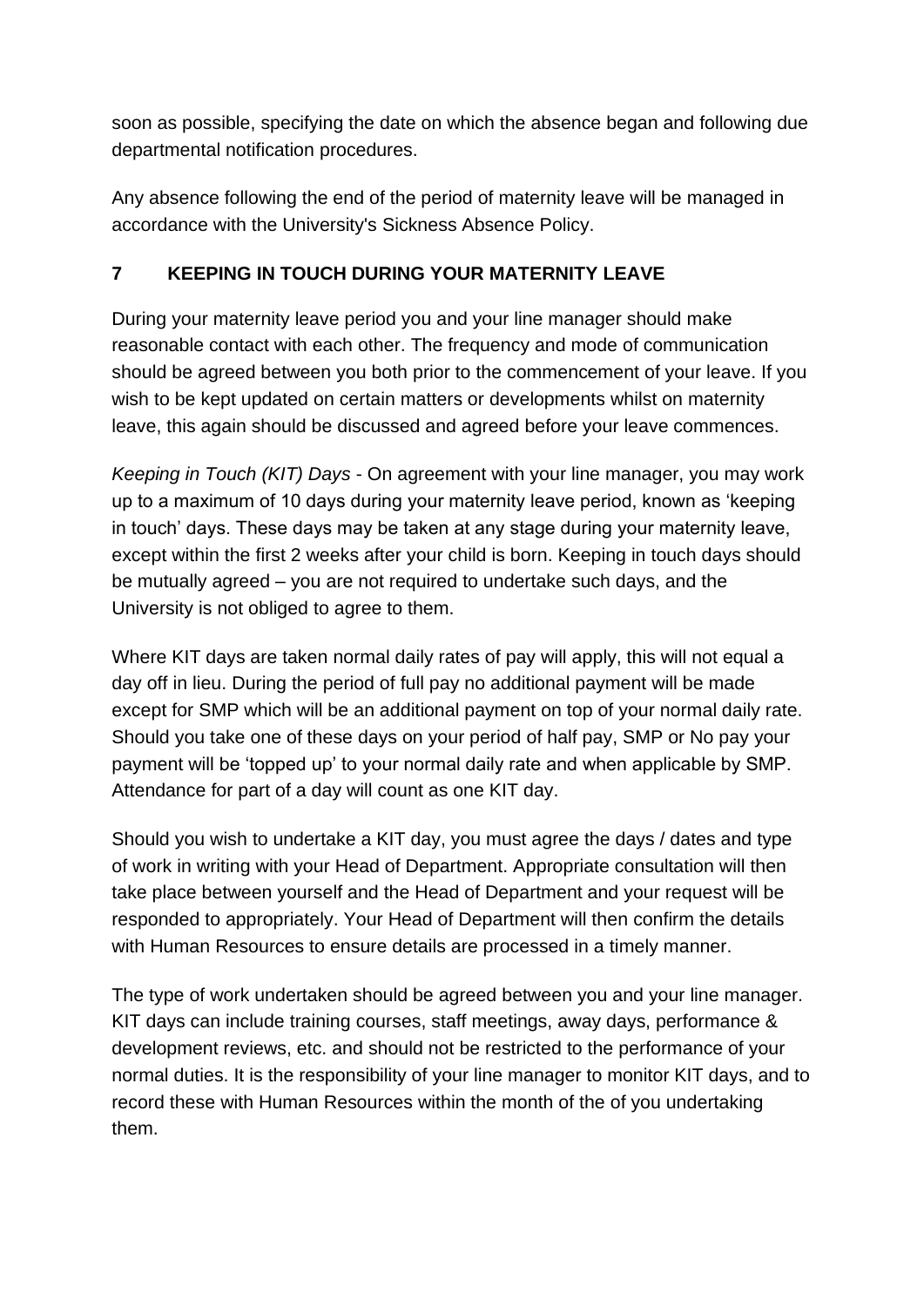soon as possible, specifying the date on which the absence began and following due departmental notification procedures.

Any absence following the end of the period of maternity leave will be managed in accordance with the University's Sickness Absence Policy.

## 7 KEEPING IN TOUCH DURING YOUR MATERNITY LEAVE

During your maternity leave period you and your line manager should make reasonable contact with each other. The frequency and mode of communication should be agreed between you both prior to the commencement of your leave. If you wish to be kept updated on certain matters or developments whilst on maternity leave, this again should be discussed and agreed before your leave commences.

*Keeping in Touch (KIT) Days* - On agreement with your line manager, you may work up to a maximum of 10 days during your maternity leave period, known as 'keeping in touch' days. These days may be taken at any stage during your maternity leave, except within the first 2 weeks after your child is born. Keeping in touch days should be mutually agreed – you are not required to undertake such days, and the University is not obliged to agree to them.

Where KIT days are taken normal daily rates of pay will apply, this will not equal a day off in lieu. During the period of full pay no additional payment will be made except for SMP which will be an additional payment on top of your normal daily rate. Should you take one of these days on your period of half pay, SMP or No pay your payment will be 'topped up' to your normal daily rate and when applicable by SMP. Attendance for part of a day will count as one KIT day.

Should you wish to undertake a KIT day, you must agree the days / dates and type of work in writing with your Head of Department. Appropriate consultation will then take place between yourself and the Head of Department and your request will be responded to appropriately. Your Head of Department will then confirm the details with Human Resources to ensure details are processed in a timely manner.

The type of work undertaken should be agreed between you and your line manager. KIT days can include training courses, staff meetings, away days, performance & development reviews, etc. and should not be restricted to the performance of your normal duties. It is the responsibility of your line manager to monitor KIT days, and to record these with Human Resources within the month of the of you undertaking them.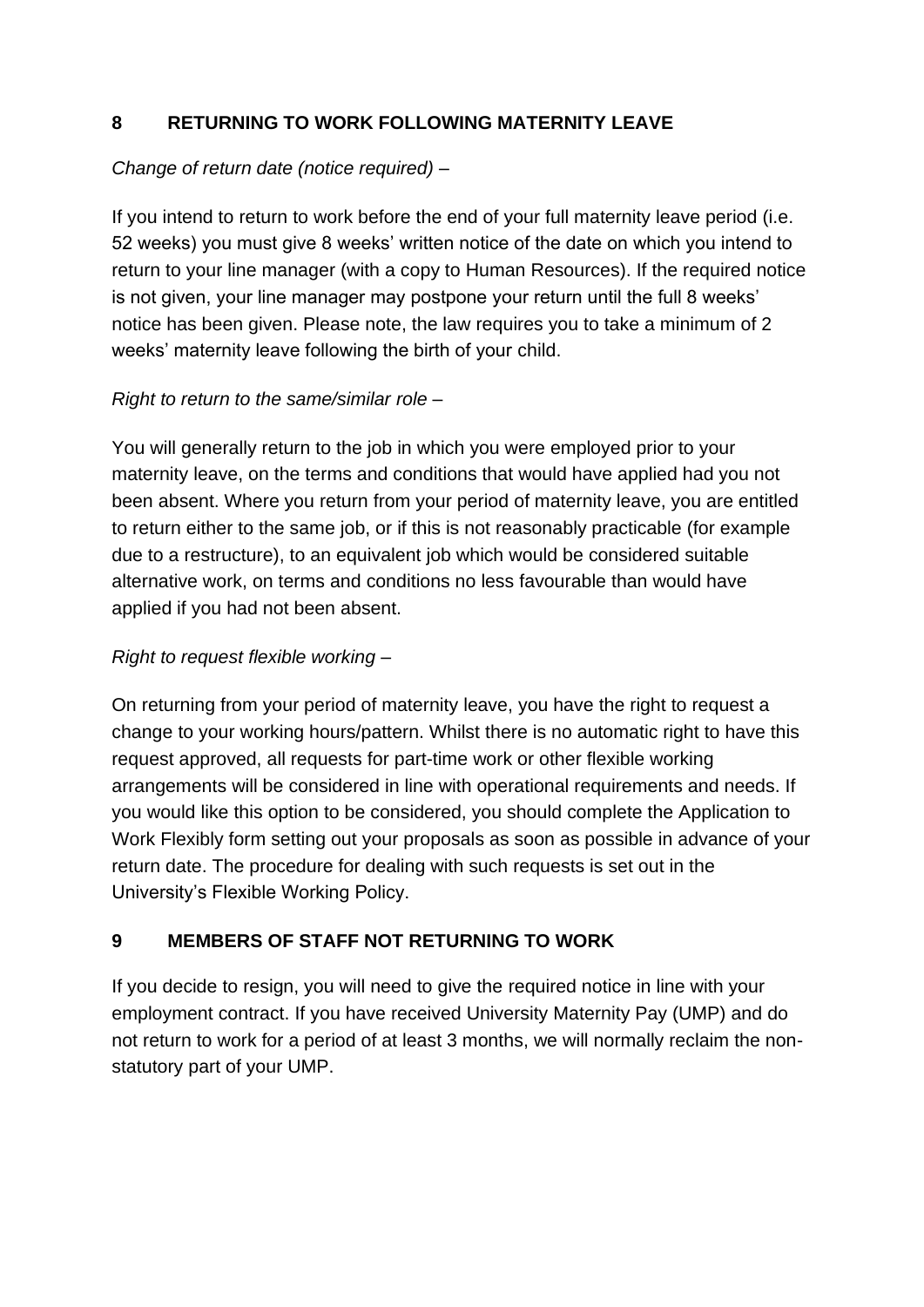## 8 RETURNING TO WORK FOLLOWING MATERNITY LEAVE

*Change of return date (notice required) –*

If you intend to return to work before the end of your full maternity leave period (i.e. 52 weeks) you must give 8 weeks' written notice of the date on which you intend to return to your line manager (with a copy to Human Resources). If the required notice is not given, your line manager may postpone your return until the full 8 weeks' notice has been given. Please note, the law requires you to take a minimum of 2 weeks' maternity leave following the birth of your child.

*Right to return to the same/similar role –*

You will generally return to the job in which you were employed prior to your maternity leave, on the terms and conditions that would have applied had you not been absent. Where you return from your period of maternity leave, you are entitled to return either to the same job, or if this is not reasonably practicable (for example due to a restructure), to an equivalent job which would be considered suitable alternative work, on terms and conditions no less favourable than would have applied if you had not been absent.

*Right to request flexible working –*

On returning from your period of maternity leave, you have the right to request a change to your working hours/pattern. Whilst there is no automatic right to have this request approved, all requests for part-time work or other flexible working arrangements will be considered in line with operational requirements and needs. If you would like this option to be considered, you should complete the Application to Work Flexibly form setting out your proposals as soon as possible in advance of your return date. The procedure for dealing with such requests is set out in the University's Flexible Working Policy.

## 9 MEMBERS OF STAFF NOT RETURNING TO WORK

If you decide to resign, you will need to give the required notice in line with your employment contract. If you have received University Maternity Pay (UMP) and do not return to work for a period of at least 3 months, we will normally reclaim the non-statutory part of your UMP.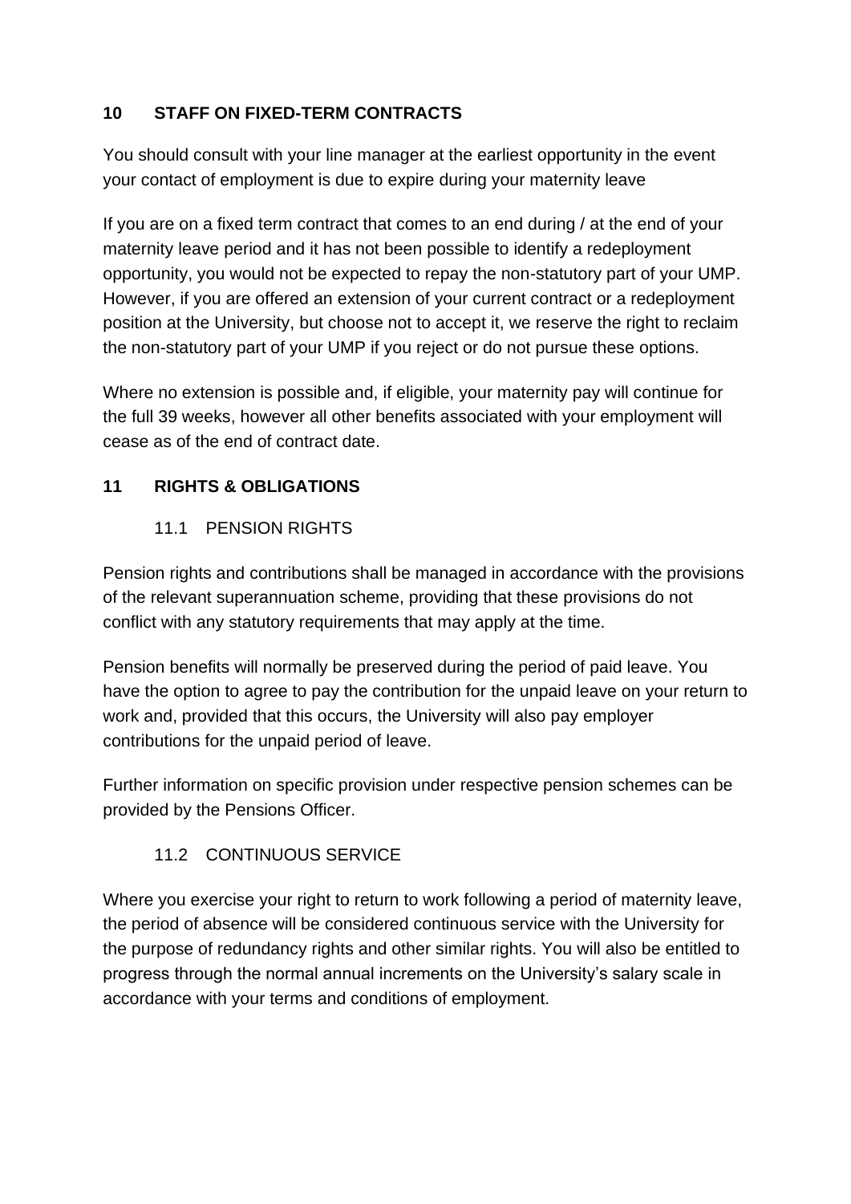## 10 STAFF ON FIXED-TERM CONTRACTS

You should consult with your line manager at the earliest opportunity in the event your contact of employment is due to expire during your maternity leave

If you are on a fixed term contract that comes to an end during / at the end of your maternity leave period and it has not been possible to identify a redeployment opportunity, you would not be expected to repay the non-statutory part of your UMP. However, if you are offered an extension of your current contract or a redeployment position at the University, but choose not to accept it, we reserve the right to reclaim the non-statutory part of your UMP if you reject or do not pursue these options.

Where no extension is possible and, if eligible, your maternity pay will continue for the full 39 weeks, however all other benefits associated with your employment will cease as of the end of contract date.

## 11 RIGHTS & OBLIGATIONS

### 11.1 PENSION RIGHTS

Pension rights and contributions shall be managed in accordance with the provisions of the relevant superannuation scheme, providing that these provisions do not conflict with any statutory requirements that may apply at the time.

Pension benefits will normally be preserved during the period of paid leave. You have the option to agree to pay the contribution for the unpaid leave on your return to work and, provided that this occurs, the University will also pay employer contributions for the unpaid period of leave.

Further information on specific provision under respective pension schemes can be provided by the Pensions Officer.

### 11.2 CONTINUOUS SERVICE

Where you exercise your right to return to work following a period of maternity leave, the period of absence will be considered continuous service with the University for the purpose of redundancy rights and other similar rights. You will also be entitled to progress through the normal annual increments on the University's salary scale in accordance with your terms and conditions of employment.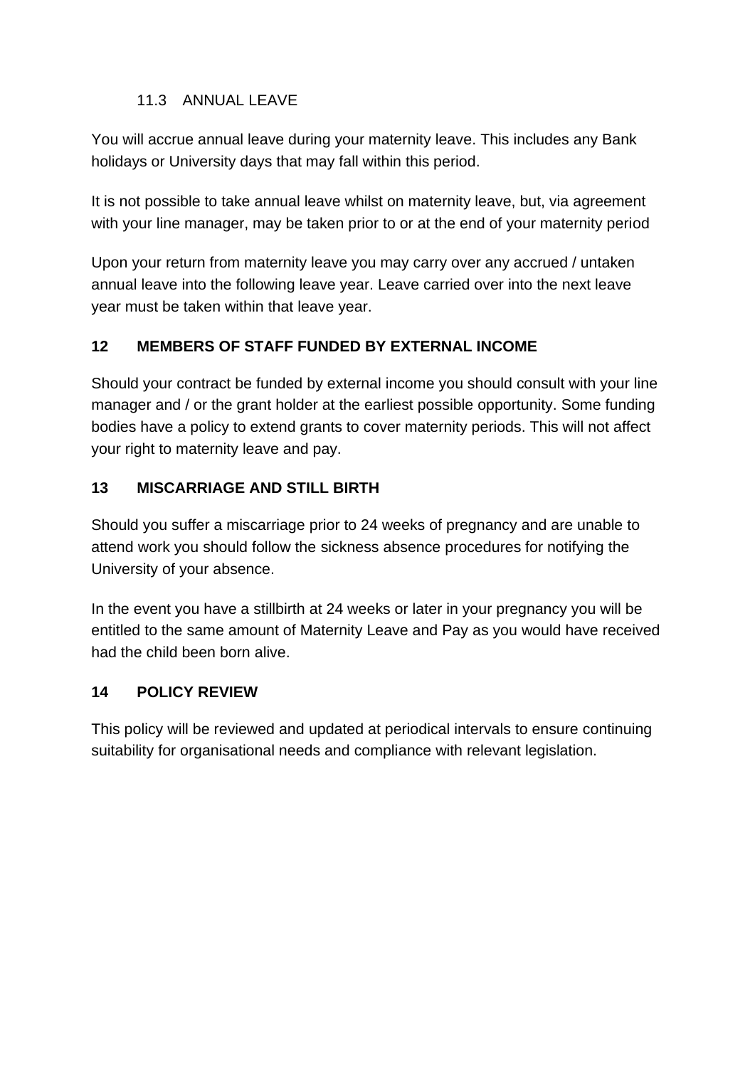### 11.3 ANNUAL LEAVE

You will accrue annual leave during your maternity leave. This includes any Bank holidays or University days that may fall within this period.

It is not possible to take annual leave whilst on maternity leave, but, via agreement with your line manager, may be taken prior to or at the end of your maternity period

Upon your return from maternity leave you may carry over any accrued / untaken annual leave into the following leave year. Leave carried over into the next leave year must be taken within that leave year.

## 12 MEMBERS OF STAFF FUNDED BY EXTERNAL INCOME

Should your contract be funded by external income you should consult with your line manager and / or the grant holder at the earliest possible opportunity. Some funding bodies have a policy to extend grants to cover maternity periods. This will not affect your right to maternity leave and pay.

## 13 MISCARRIAGE AND STILL BIRTH

Should you suffer a miscarriage prior to 24 weeks of pregnancy and are unable to attend work you should follow the sickness absence procedures for notifying the University of your absence.

In the event you have a stillbirth at 24 weeks or later in your pregnancy you will be entitled to the same amount of Maternity Leave and Pay as you would have received had the child been born alive.

## 14 POLICY REVIEW

This policy will be reviewed and updated at periodical intervals to ensure continuing suitability for organisational needs and compliance with relevant legislation.